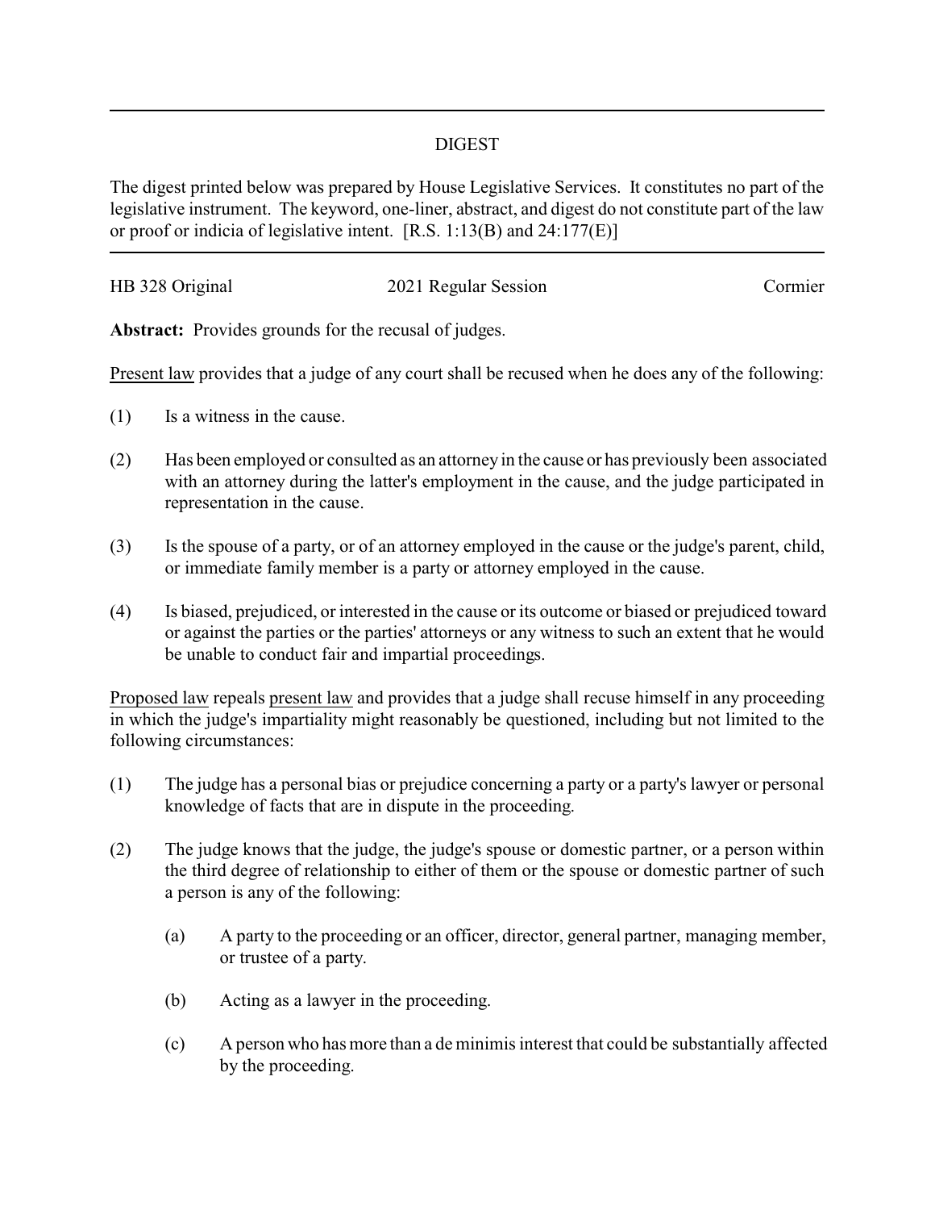# DIGEST

The digest printed below was prepared by House Legislative Services. It constitutes no part of the legislative instrument. The keyword, one-liner, abstract, and digest do not constitute part of the law or proof or indicia of legislative intent. [R.S. 1:13(B) and 24:177(E)]

---

HB 328 Original 2021 Regular Session Cormier

**Abstract:** Provides grounds for the recusal of judges.

Present law provides that a judge of any court shall be recused when he does any of the following:

(1) Is a witness in the cause.

(2) Has been employed or consulted as an attorney in the cause or has previously been associated with an attorney during the latter's employment in the cause, and the judge participated in representation in the cause.

(3) Is the spouse of a party, or of an attorney employed in the cause or the judge's parent, child, or immediate family member is a party or attorney employed in the cause.

(4) Is biased, prejudiced, or interested in the cause or its outcome or biased or prejudiced toward or against the parties or the parties' attorneys or any witness to such an extent that he would be unable to conduct fair and impartial proceedings.

Proposed law repeals present law and provides that a judge shall recuse himself in any proceeding in which the judge's impartiality might reasonably be questioned, including but not limited to the following circumstances:

(1) The judge has a personal bias or prejudice concerning a party or a party's lawyer or personal knowledge of facts that are in dispute in the proceeding.

(2) The judge knows that the judge, the judge's spouse or domestic partner, or a person within the third degree of relationship to either of them or the spouse or domestic partner of such a person is any of the following:

   (a) A party to the proceeding or an officer, director, general partner, managing member, or trustee of a party.

   (b) Acting as a lawyer in the proceeding.

   (c) A person who has more than a de minimis interest that could be substantially affected by the proceeding.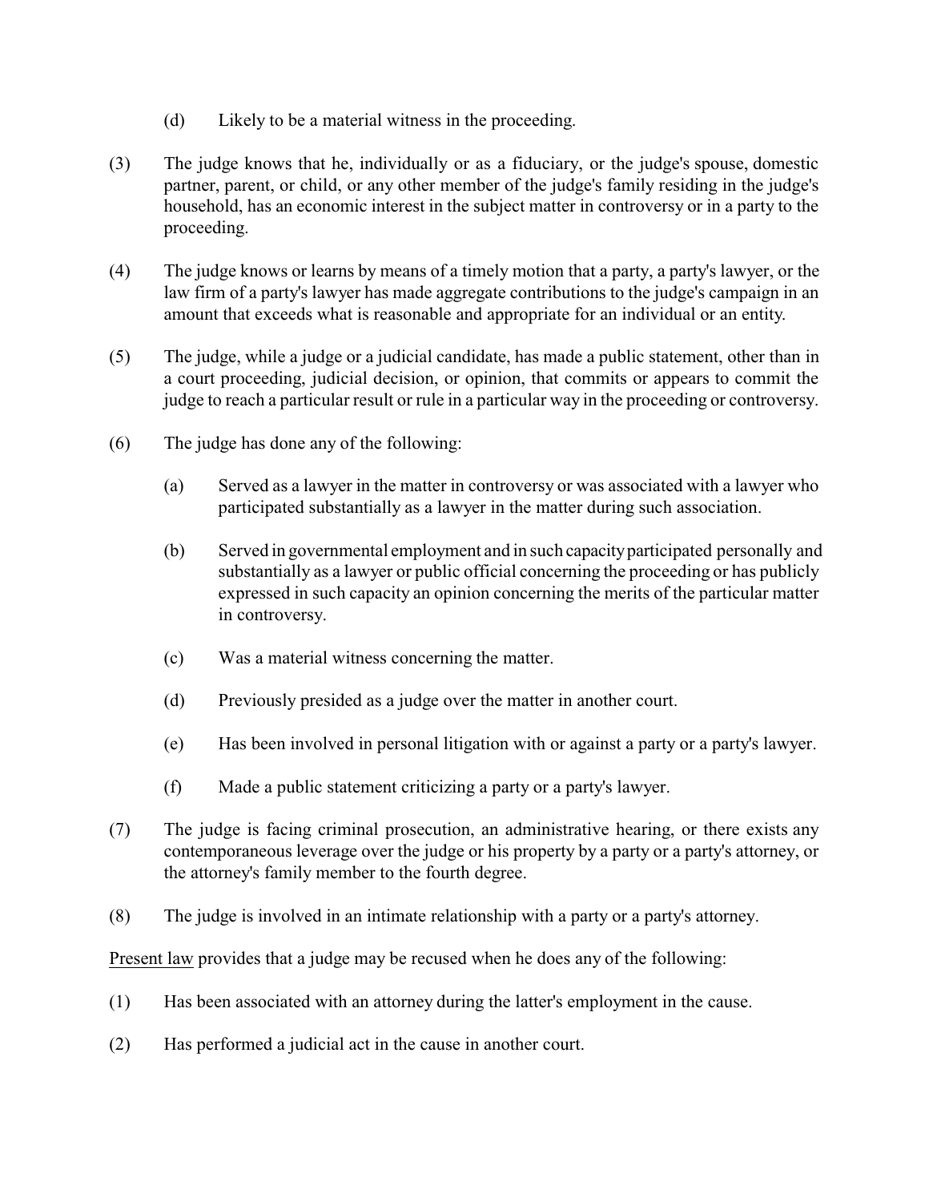(d) Likely to be a material witness in the proceeding.

(3) The judge knows that he, individually or as a fiduciary, or the judge's spouse, domestic partner, parent, or child, or any other member of the judge's family residing in the judge's household, has an economic interest in the subject matter in controversy or in a party to the proceeding.

(4) The judge knows or learns by means of a timely motion that a party, a party's lawyer, or the law firm of a party's lawyer has made aggregate contributions to the judge's campaign in an amount that exceeds what is reasonable and appropriate for an individual or an entity.

(5) The judge, while a judge or a judicial candidate, has made a public statement, other than in a court proceeding, judicial decision, or opinion, that commits or appears to commit the judge to reach a particular result or rule in a particular way in the proceeding or controversy.

(6) The judge has done any of the following:

(a) Served as a lawyer in the matter in controversy or was associated with a lawyer who participated substantially as a lawyer in the matter during such association.

(b) Served in governmental employment and in such capacity participated personally and substantially as a lawyer or public official concerning the proceeding or has publicly expressed in such capacity an opinion concerning the merits of the particular matter in controversy.

(c) Was a material witness concerning the matter.

(d) Previously presided as a judge over the matter in another court.

(e) Has been involved in personal litigation with or against a party or a party's lawyer.

(f) Made a public statement criticizing a party or a party's lawyer.

(7) The judge is facing criminal prosecution, an administrative hearing, or there exists any contemporaneous leverage over the judge or his property by a party or a party's attorney, or the attorney's family member to the fourth degree.

(8) The judge is involved in an intimate relationship with a party or a party's attorney.

<u>Present law</u> provides that a judge may be recused when he does any of the following:

(1) Has been associated with an attorney during the latter's employment in the cause.

(2) Has performed a judicial act in the cause in another court.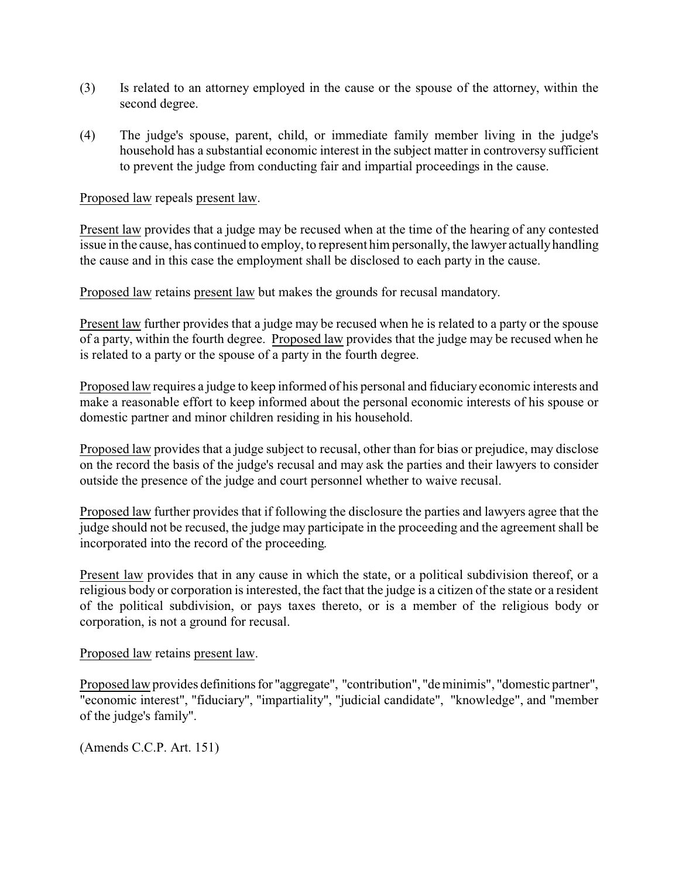(3) Is related to an attorney employed in the cause or the spouse of the attorney, within the second degree.

(4) The judge's spouse, parent, child, or immediate family member living in the judge's household has a substantial economic interest in the subject matter in controversy sufficient to prevent the judge from conducting fair and impartial proceedings in the cause.

Proposed law repeals present law.

Present law provides that a judge may be recused when at the time of the hearing of any contested issue in the cause, has continued to employ, to represent him personally, the lawyer actually handling the cause and in this case the employment shall be disclosed to each party in the cause.

Proposed law retains present law but makes the grounds for recusal mandatory.

Present law further provides that a judge may be recused when he is related to a party or the spouse of a party, within the fourth degree. Proposed law provides that the judge may be recused when he is related to a party or the spouse of a party in the fourth degree.

Proposed law requires a judge to keep informed of his personal and fiduciary economic interests and make a reasonable effort to keep informed about the personal economic interests of his spouse or domestic partner and minor children residing in his household.

Proposed law provides that a judge subject to recusal, other than for bias or prejudice, may disclose on the record the basis of the judge's recusal and may ask the parties and their lawyers to consider outside the presence of the judge and court personnel whether to waive recusal.

Proposed law further provides that if following the disclosure the parties and lawyers agree that the judge should not be recused, the judge may participate in the proceeding and the agreement shall be incorporated into the record of the proceeding.

Present law provides that in any cause in which the state, or a political subdivision thereof, or a religious body or corporation is interested, the fact that the judge is a citizen of the state or a resident of the political subdivision, or pays taxes thereto, or is a member of the religious body or corporation, is not a ground for recusal.

Proposed law retains present law.

Proposed law provides definitions for "aggregate", "contribution", "de minimis", "domestic partner", "economic interest", "fiduciary", "impartiality", "judicial candidate", "knowledge", and "member of the judge's family".

(Amends C.C.P. Art. 151)